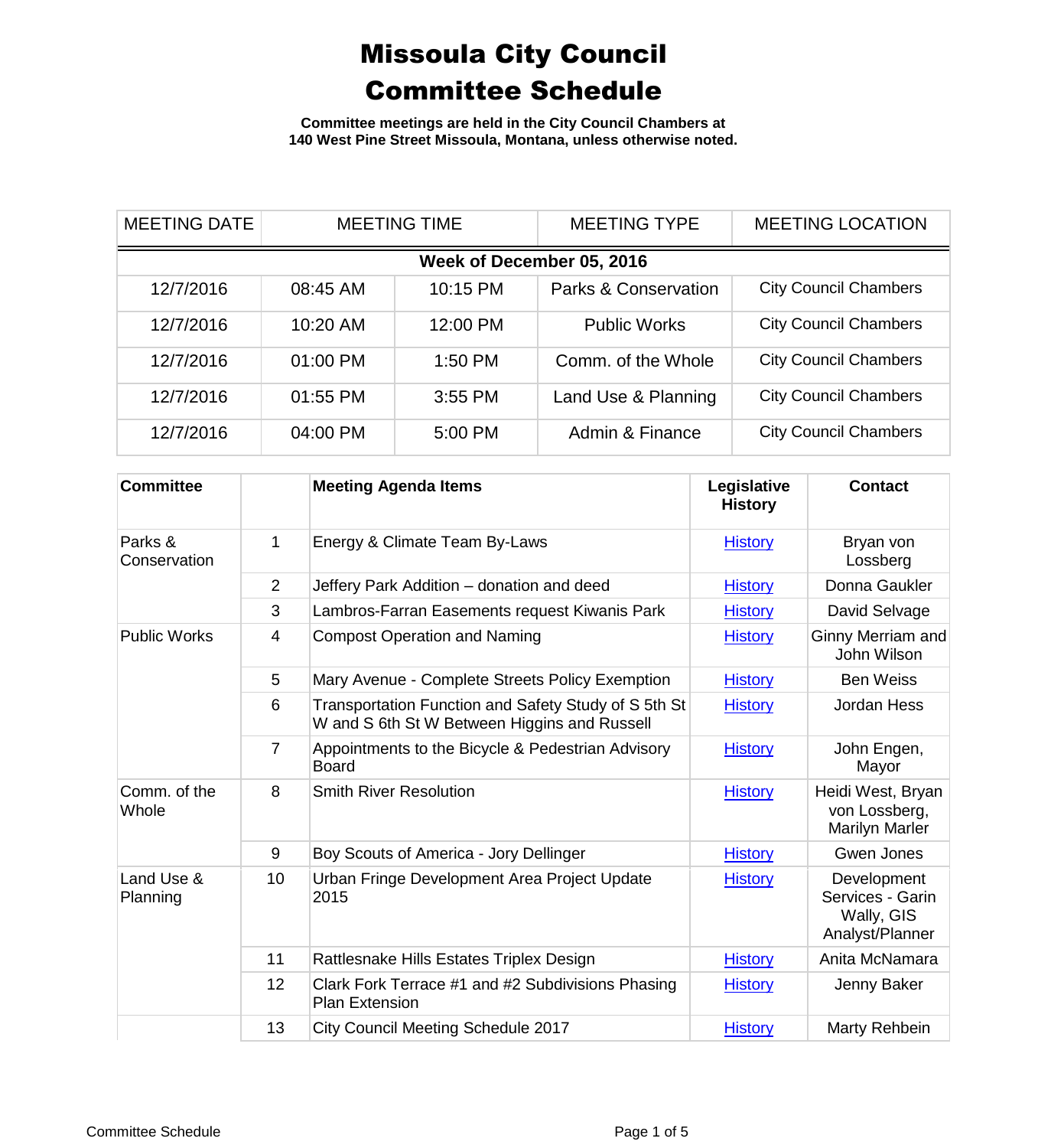# Missoula City Council Committee Schedule

**Committee meetings are held in the City Council Chambers at 140 West Pine Street Missoula, Montana, unless otherwise noted.**

| MEETING DATE | MEETING TIME | | MEETING TYPE | MEETING LOCATION |
|---|---|---|---|---|
| **Week of December 05, 2016** | | | | |
| 12/7/2016 | 08:45 AM | 10:15 PM | Parks & Conservation | City Council Chambers |
| 12/7/2016 | 10:20 AM | 12:00 PM | Public Works | City Council Chambers |
| 12/7/2016 | 01:00 PM | 1:50 PM | Comm. of the Whole | City Council Chambers |
| 12/7/2016 | 01:55 PM | 3:55 PM | Land Use & Planning | City Council Chambers |
| 12/7/2016 | 04:00 PM | 5:00 PM | Admin & Finance | City Council Chambers |

| Committee | | Meeting Agenda Items | Legislative History | Contact |
|---|---|---|---|---|
| Parks & Conservation | 1 | Energy & Climate Team By-Laws | History | Bryan von Lossberg |
| | 2 | Jeffery Park Addition – donation and deed | History | Donna Gaukler |
| | 3 | Lambros-Farran Easements request Kiwanis Park | History | David Selvage |
| Public Works | 4 | Compost Operation and Naming | History | Ginny Merriam and John Wilson |
| | 5 | Mary Avenue - Complete Streets Policy Exemption | History | Ben Weiss |
| | 6 | Transportation Function and Safety Study of S 5th St W and S 6th St W Between Higgins and Russell | History | Jordan Hess |
| | 7 | Appointments to the Bicycle & Pedestrian Advisory Board | History | John Engen, Mayor |
| Comm. of the Whole | 8 | Smith River Resolution | History | Heidi West, Bryan von Lossberg, Marilyn Marler |
| | 9 | Boy Scouts of America - Jory Dellinger | History | Gwen Jones |
| Land Use & Planning | 10 | Urban Fringe Development Area Project Update 2015 | History | Development Services - Garin Wally, GIS Analyst/Planner |
| | 11 | Rattlesnake Hills Estates Triplex Design | History | Anita McNamara |
| | 12 | Clark Fork Terrace #1 and #2 Subdivisions Phasing Plan Extension | History | Jenny Baker |
| | 13 | City Council Meeting Schedule 2017 | History | Marty Rehbein |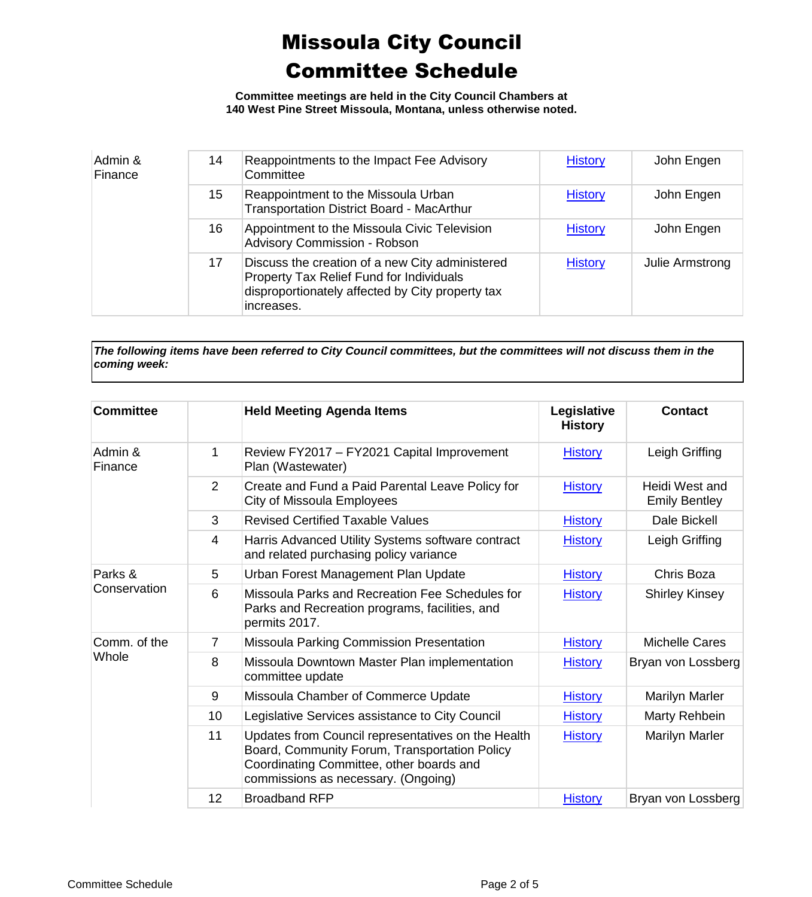# Missoula City Council Committee Schedule

**Committee meetings are held in the City Council Chambers at 140 West Pine Street Missoula, Montana, unless otherwise noted.**

| | | | | |
|---|---|---|---|---|
| Admin & Finance | 14 | Reappointments to the Impact Fee Advisory Committee | History | John Engen |
| | 15 | Reappointment to the Missoula Urban Transportation District Board - MacArthur | History | John Engen |
| | 16 | Appointment to the Missoula Civic Television Advisory Commission - Robson | History | John Engen |
| | 17 | Discuss the creation of a new City administered Property Tax Relief Fund for Individuals disproportionately affected by City property tax increases. | History | Julie Armstrong |

***The following items have been referred to City Council committees, but the committees will not discuss them in the coming week:***

| Committee | | Held Meeting Agenda Items | Legislative History | Contact |
|---|---|---|---|---|
| Admin & Finance | 1 | Review FY2017 – FY2021 Capital Improvement Plan (Wastewater) | History | Leigh Griffing |
| | 2 | Create and Fund a Paid Parental Leave Policy for City of Missoula Employees | History | Heidi West and Emily Bentley |
| | 3 | Revised Certified Taxable Values | History | Dale Bickell |
| | 4 | Harris Advanced Utility Systems software contract and related purchasing policy variance | History | Leigh Griffing |
| Parks & Conservation | 5 | Urban Forest Management Plan Update | History | Chris Boza |
| | 6 | Missoula Parks and Recreation Fee Schedules for Parks and Recreation programs, facilities, and permits 2017. | History | Shirley Kinsey |
| Comm. of the Whole | 7 | Missoula Parking Commission Presentation | History | Michelle Cares |
| | 8 | Missoula Downtown Master Plan implementation committee update | History | Bryan von Lossberg |
| | 9 | Missoula Chamber of Commerce Update | History | Marilyn Marler |
| | 10 | Legislative Services assistance to City Council | History | Marty Rehbein |
| | 11 | Updates from Council representatives on the Health Board, Community Forum, Transportation Policy Coordinating Committee, other boards and commissions as necessary. (Ongoing) | History | Marilyn Marler |
| | 12 | Broadband RFP | History | Bryan von Lossberg |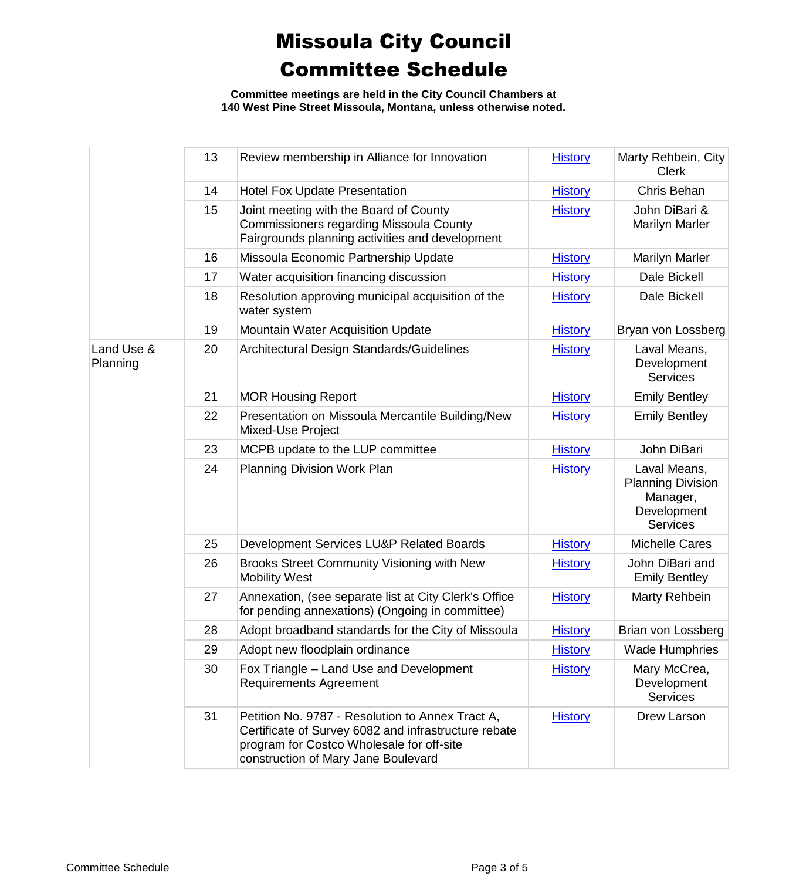# Missoula City Council
# Committee Schedule

**Committee meetings are held in the City Council Chambers at 140 West Pine Street Missoula, Montana, unless otherwise noted.**

| | | | | |
|---|---|---|---|---|
| | 13 | Review membership in Alliance for Innovation | History | Marty Rehbein, City Clerk |
| | 14 | Hotel Fox Update Presentation | History | Chris Behan |
| | 15 | Joint meeting with the Board of County Commissioners regarding Missoula County Fairgrounds planning activities and development | History | John DiBari & Marilyn Marler |
| | 16 | Missoula Economic Partnership Update | History | Marilyn Marler |
| | 17 | Water acquisition financing discussion | History | Dale Bickell |
| | 18 | Resolution approving municipal acquisition of the water system | History | Dale Bickell |
| | 19 | Mountain Water Acquisition Update | History | Bryan von Lossberg |
| Land Use & Planning | 20 | Architectural Design Standards/Guidelines | History | Laval Means, Development Services |
| | 21 | MOR Housing Report | History | Emily Bentley |
| | 22 | Presentation on Missoula Mercantile Building/New Mixed-Use Project | History | Emily Bentley |
| | 23 | MCPB update to the LUP committee | History | John DiBari |
| | 24 | Planning Division Work Plan | History | Laval Means, Planning Division Manager, Development Services |
| | 25 | Development Services LU&P Related Boards | History | Michelle Cares |
| | 26 | Brooks Street Community Visioning with New Mobility West | History | John DiBari and Emily Bentley |
| | 27 | Annexation, (see separate list at City Clerk's Office for pending annexations) (Ongoing in committee) | History | Marty Rehbein |
| | 28 | Adopt broadband standards for the City of Missoula | History | Brian von Lossberg |
| | 29 | Adopt new floodplain ordinance | History | Wade Humphries |
| | 30 | Fox Triangle – Land Use and Development Requirements Agreement | History | Mary McCrea, Development Services |
| | 31 | Petition No. 9787 - Resolution to Annex Tract A, Certificate of Survey 6082 and infrastructure rebate program for Costco Wholesale for off-site construction of Mary Jane Boulevard | History | Drew Larson |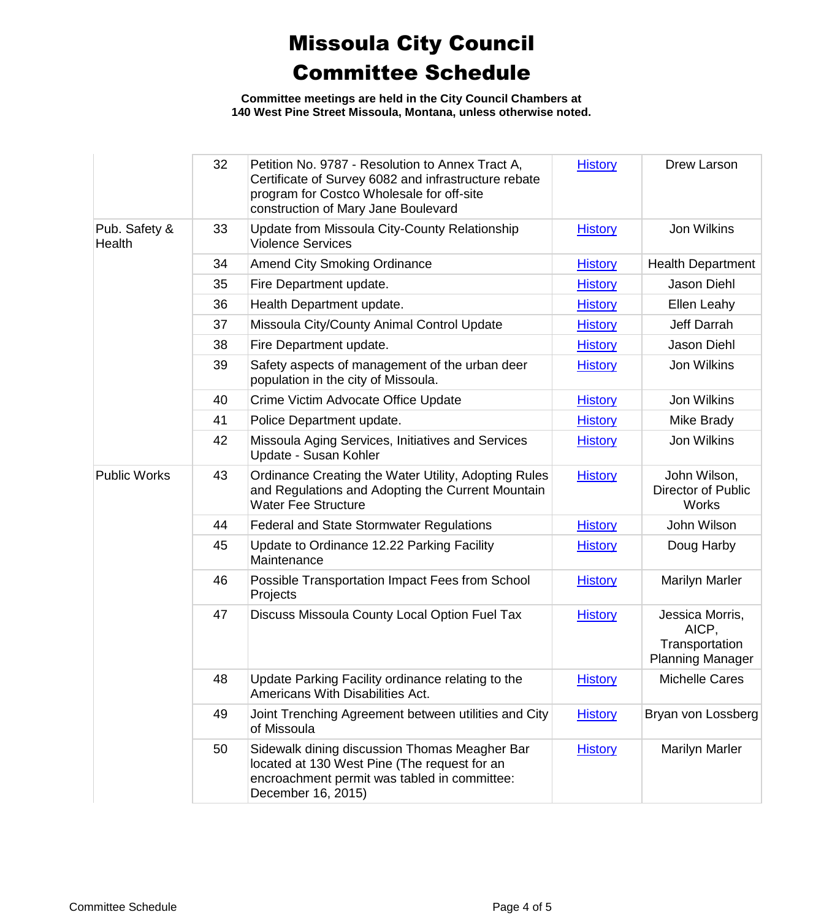# Missoula City Council Committee Schedule

**Committee meetings are held in the City Council Chambers at 140 West Pine Street Missoula, Montana, unless otherwise noted.**

| | | | | |
|---|---|---|---|---|
| | 32 | Petition No. 9787 - Resolution to Annex Tract A, Certificate of Survey 6082 and infrastructure rebate program for Costco Wholesale for off-site construction of Mary Jane Boulevard | History | Drew Larson |
| Pub. Safety & Health | 33 | Update from Missoula City-County Relationship Violence Services | History | Jon Wilkins |
| | 34 | Amend City Smoking Ordinance | History | Health Department |
| | 35 | Fire Department update. | History | Jason Diehl |
| | 36 | Health Department update. | History | Ellen Leahy |
| | 37 | Missoula City/County Animal Control Update | History | Jeff Darrah |
| | 38 | Fire Department update. | History | Jason Diehl |
| | 39 | Safety aspects of management of the urban deer population in the city of Missoula. | History | Jon Wilkins |
| | 40 | Crime Victim Advocate Office Update | History | Jon Wilkins |
| | 41 | Police Department update. | History | Mike Brady |
| | 42 | Missoula Aging Services, Initiatives and Services Update - Susan Kohler | History | Jon Wilkins |
| Public Works | 43 | Ordinance Creating the Water Utility, Adopting Rules and Regulations and Adopting the Current Mountain Water Fee Structure | History | John Wilson, Director of Public Works |
| | 44 | Federal and State Stormwater Regulations | History | John Wilson |
| | 45 | Update to Ordinance 12.22 Parking Facility Maintenance | History | Doug Harby |
| | 46 | Possible Transportation Impact Fees from School Projects | History | Marilyn Marler |
| | 47 | Discuss Missoula County Local Option Fuel Tax | History | Jessica Morris, AICP, Transportation Planning Manager |
| | 48 | Update Parking Facility ordinance relating to the Americans With Disabilities Act. | History | Michelle Cares |
| | 49 | Joint Trenching Agreement between utilities and City of Missoula | History | Bryan von Lossberg |
| | 50 | Sidewalk dining discussion Thomas Meagher Bar located at 130 West Pine (The request for an encroachment permit was tabled in committee: December 16, 2015) | History | Marilyn Marler |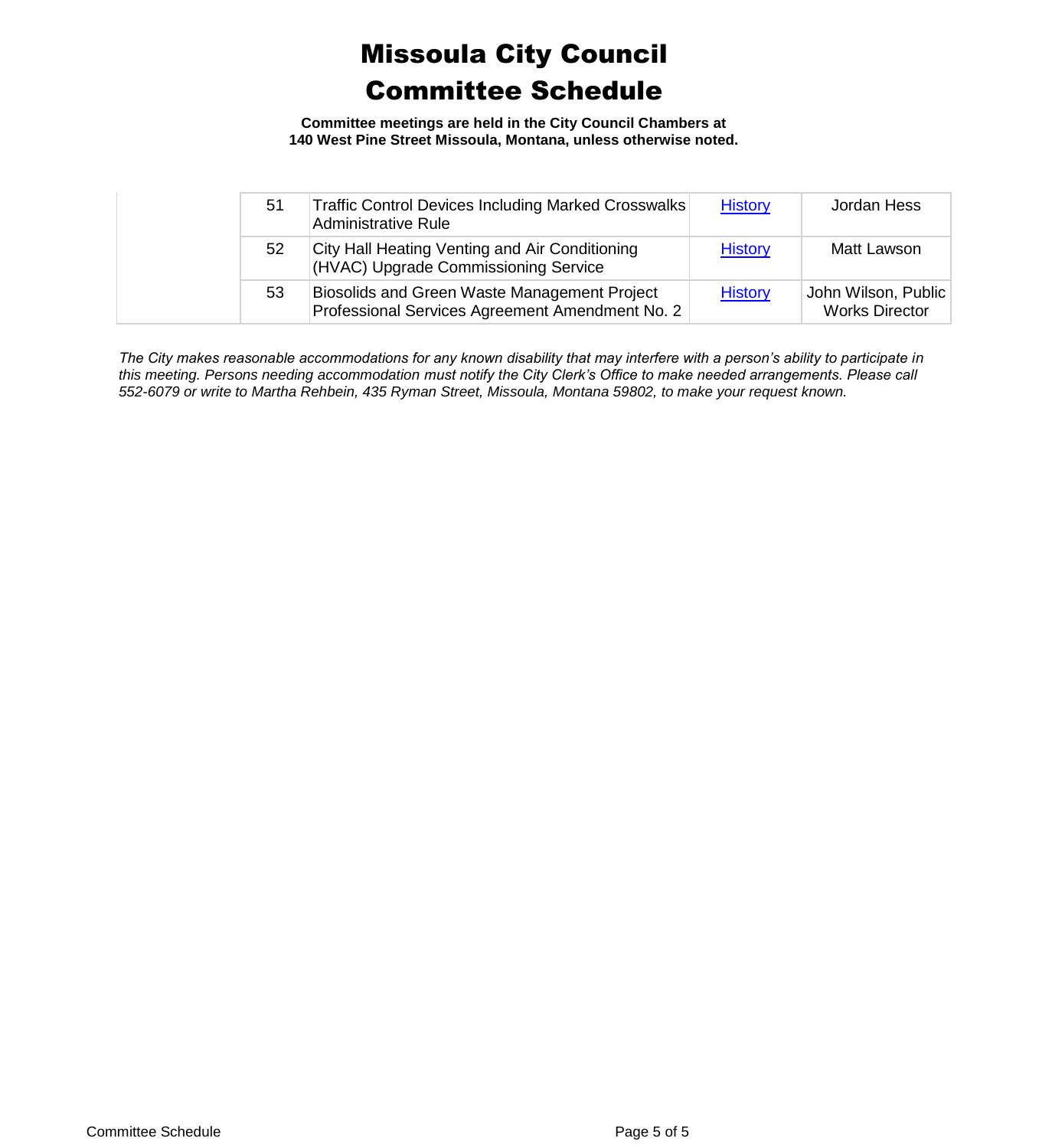# Missoula City Council
# Committee Schedule

**Committee meetings are held in the City Council Chambers at 140 West Pine Street Missoula, Montana, unless otherwise noted.**

| | | | | |
|---|---|---|---|---|
| | 51 | Traffic Control Devices Including Marked Crosswalks Administrative Rule | History | Jordan Hess |
| | 52 | City Hall Heating Venting and Air Conditioning (HVAC) Upgrade Commissioning Service | History | Matt Lawson |
| | 53 | Biosolids and Green Waste Management Project Professional Services Agreement Amendment No. 2 | History | John Wilson, Public Works Director |

*The City makes reasonable accommodations for any known disability that may interfere with a person's ability to participate in this meeting. Persons needing accommodation must notify the City Clerk's Office to make needed arrangements. Please call 552-6079 or write to Martha Rehbein, 435 Ryman Street, Missoula, Montana 59802, to make your request known.*